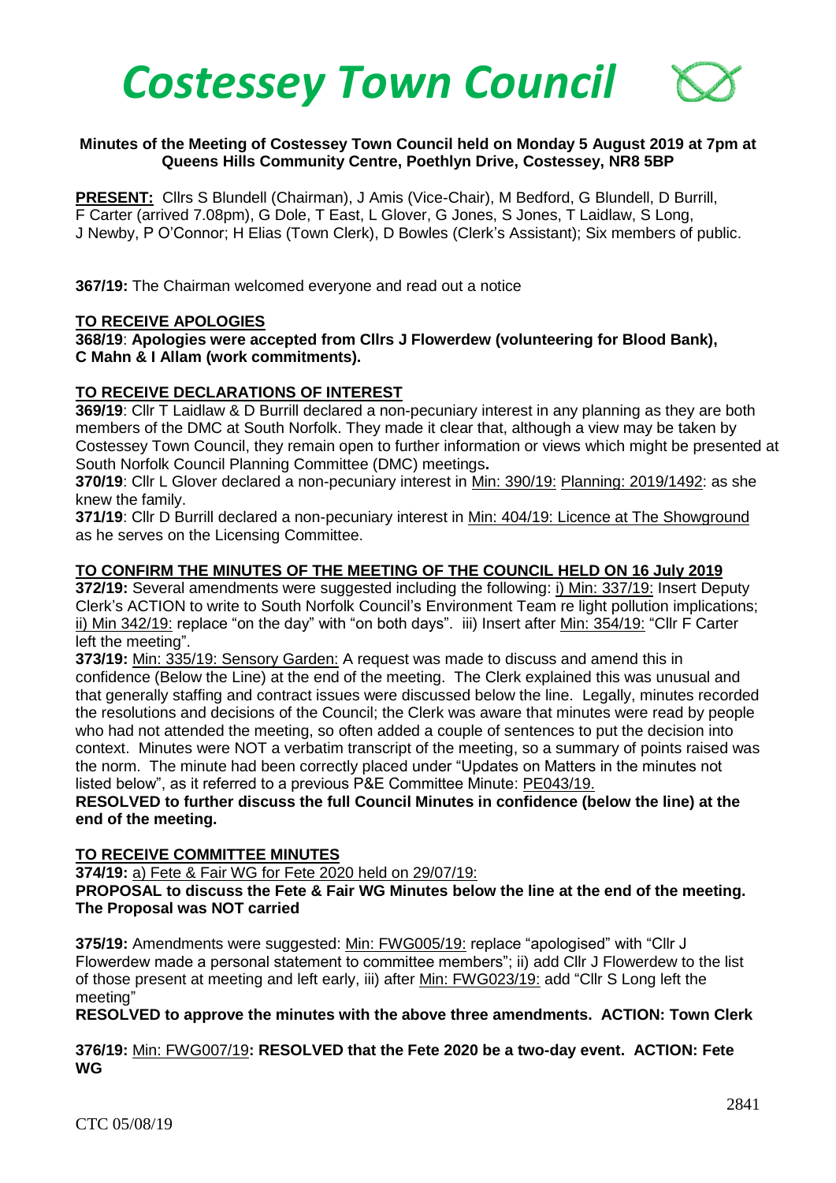# *Costessey Town Council*

**Minutes of the Meeting of Costessey Town Council held on Monday 5 August 2019 at 7pm at Queens Hills Community Centre, Poethlyn Drive, Costessey, NR8 5BP**

**PRESENT:** Cllrs S Blundell (Chairman), J Amis (Vice-Chair), M Bedford, G Blundell, D Burrill, F Carter (arrived 7.08pm), G Dole, T East, L Glover, G Jones, S Jones, T Laidlaw, S Long, J Newby, P O'Connor; H Elias (Town Clerk), D Bowles (Clerk's Assistant); Six members of public.

**367/19:** The Chairman welcomed everyone and read out a notice

## TO RECEIVE APOLOGIES

**368/19**: **Apologies were accepted from Cllrs J Flowerdew (volunteering for Blood Bank), C Mahn & I Allam (work commitments).**

## TO RECEIVE DECLARATIONS OF INTEREST

**369/19**: Cllr T Laidlaw & D Burrill declared a non-pecuniary interest in any planning as they are both members of the DMC at South Norfolk. They made it clear that, although a view may be taken by Costessey Town Council, they remain open to further information or views which might be presented at South Norfolk Council Planning Committee (DMC) meetings**.**

**370/19**: Cllr L Glover declared a non-pecuniary interest in Min: 390/19: Planning: 2019/1492: as she knew the family.

**371/19**: Cllr D Burrill declared a non-pecuniary interest in Min: 404/19: Licence at The Showground as he serves on the Licensing Committee.

## TO CONFIRM THE MINUTES OF THE MEETING OF THE COUNCIL HELD ON 16 July 2019

**372/19:** Several amendments were suggested including the following: i) Min: 337/19: Insert Deputy Clerk's ACTION to write to South Norfolk Council's Environment Team re light pollution implications; ii) Min 342/19: replace "on the day" with "on both days". iii) Insert after Min: 354/19: "Cllr F Carter left the meeting".

**373/19:** Min: 335/19: Sensory Garden: A request was made to discuss and amend this in confidence (Below the Line) at the end of the meeting. The Clerk explained this was unusual and that generally staffing and contract issues were discussed below the line. Legally, minutes recorded the resolutions and decisions of the Council; the Clerk was aware that minutes were read by people who had not attended the meeting, so often added a couple of sentences to put the decision into context. Minutes were NOT a verbatim transcript of the meeting, so a summary of points raised was the norm. The minute had been correctly placed under "Updates on Matters in the minutes not listed below", as it referred to a previous P&E Committee Minute: PE043/19.

**RESOLVED to further discuss the full Council Minutes in confidence (below the line) at the end of the meeting.**

## TO RECEIVE COMMITTEE MINUTES

**374/19:** a) Fete & Fair WG for Fete 2020 held on 29/07/19:

**PROPOSAL to discuss the Fete & Fair WG Minutes below the line at the end of the meeting. The Proposal was NOT carried**

**375/19:** Amendments were suggested: Min: FWG005/19: replace "apologised" with "Cllr J Flowerdew made a personal statement to committee members"; ii) add Cllr J Flowerdew to the list of those present at meeting and left early, iii) after Min: FWG023/19: add "Cllr S Long left the meeting"

**RESOLVED to approve the minutes with the above three amendments. ACTION: Town Clerk**

**376/19:** Min: FWG007/19**: RESOLVED that the Fete 2020 be a two-day event. ACTION: Fete WG**

CTC 05/08/19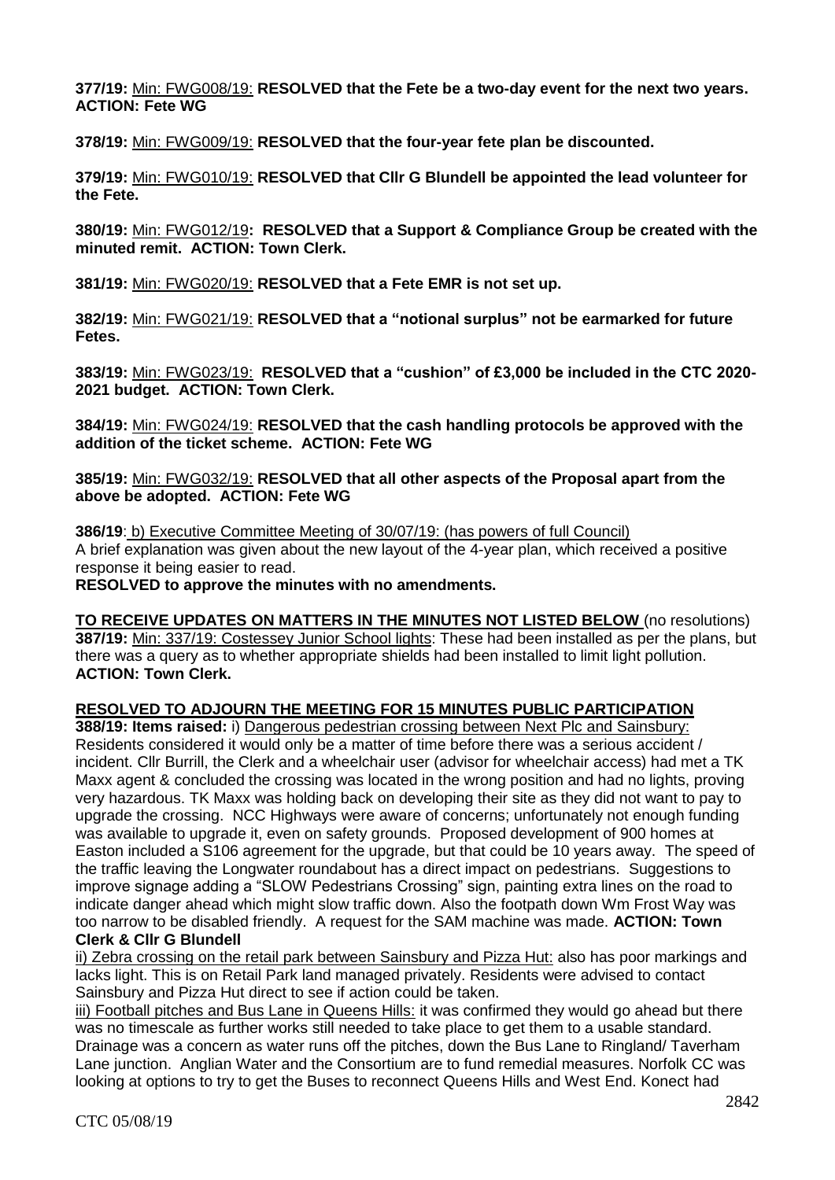**377/19:** Min: FWG008/19: **RESOLVED that the Fete be a two-day event for the next two years. ACTION: Fete WG**

**378/19:** Min: FWG009/19: **RESOLVED that the four-year fete plan be discounted.**

**379/19:** Min: FWG010/19: **RESOLVED that Cllr G Blundell be appointed the lead volunteer for the Fete.**

**380/19:** Min: FWG012/19**: RESOLVED that a Support & Compliance Group be created with the minuted remit. ACTION: Town Clerk.**

**381/19:** Min: FWG020/19: **RESOLVED that a Fete EMR is not set up.**

**382/19:** Min: FWG021/19: **RESOLVED that a "notional surplus" not be earmarked for future Fetes.**

**383/19:** Min: FWG023/19: **RESOLVED that a "cushion" of £3,000 be included in the CTC 2020-2021 budget. ACTION: Town Clerk.**

**384/19:** Min: FWG024/19: **RESOLVED that the cash handling protocols be approved with the addition of the ticket scheme. ACTION: Fete WG**

**385/19:** Min: FWG032/19: **RESOLVED that all other aspects of the Proposal apart from the above be adopted. ACTION: Fete WG**

**386/19**: b) Executive Committee Meeting of 30/07/19: (has powers of full Council)
A brief explanation was given about the new layout of the 4-year plan, which received a positive response it being easier to read.
**RESOLVED to approve the minutes with no amendments.**

**TO RECEIVE UPDATES ON MATTERS IN THE MINUTES NOT LISTED BELOW** (no resolutions)
**387/19:** Min: 337/19: Costessey Junior School lights: These had been installed as per the plans, but there was a query as to whether appropriate shields had been installed to limit light pollution. **ACTION: Town Clerk.**

**RESOLVED TO ADJOURN THE MEETING FOR 15 MINUTES PUBLIC PARTICIPATION**

**388/19: Items raised:** i) Dangerous pedestrian crossing between Next Plc and Sainsbury: Residents considered it would only be a matter of time before there was a serious accident / incident. Cllr Burrill, the Clerk and a wheelchair user (advisor for wheelchair access) had met a TK Maxx agent & concluded the crossing was located in the wrong position and had no lights, proving very hazardous. TK Maxx was holding back on developing their site as they did not want to pay to upgrade the crossing. NCC Highways were aware of concerns; unfortunately not enough funding was available to upgrade it, even on safety grounds. Proposed development of 900 homes at Easton included a S106 agreement for the upgrade, but that could be 10 years away. The speed of the traffic leaving the Longwater roundabout has a direct impact on pedestrians. Suggestions to improve signage adding a "SLOW Pedestrians Crossing" sign, painting extra lines on the road to indicate danger ahead which might slow traffic down. Also the footpath down Wm Frost Way was too narrow to be disabled friendly. A request for the SAM machine was made. **ACTION: Town Clerk & Cllr G Blundell**

ii) Zebra crossing on the retail park between Sainsbury and Pizza Hut: also has poor markings and lacks light. This is on Retail Park land managed privately. Residents were advised to contact Sainsbury and Pizza Hut direct to see if action could be taken.

iii) Football pitches and Bus Lane in Queens Hills: it was confirmed they would go ahead but there was no timescale as further works still needed to take place to get them to a usable standard. Drainage was a concern as water runs off the pitches, down the Bus Lane to Ringland/ Taverham Lane junction. Anglian Water and the Consortium are to fund remedial measures. Norfolk CC was looking at options to try to get the Buses to reconnect Queens Hills and West End. Konect had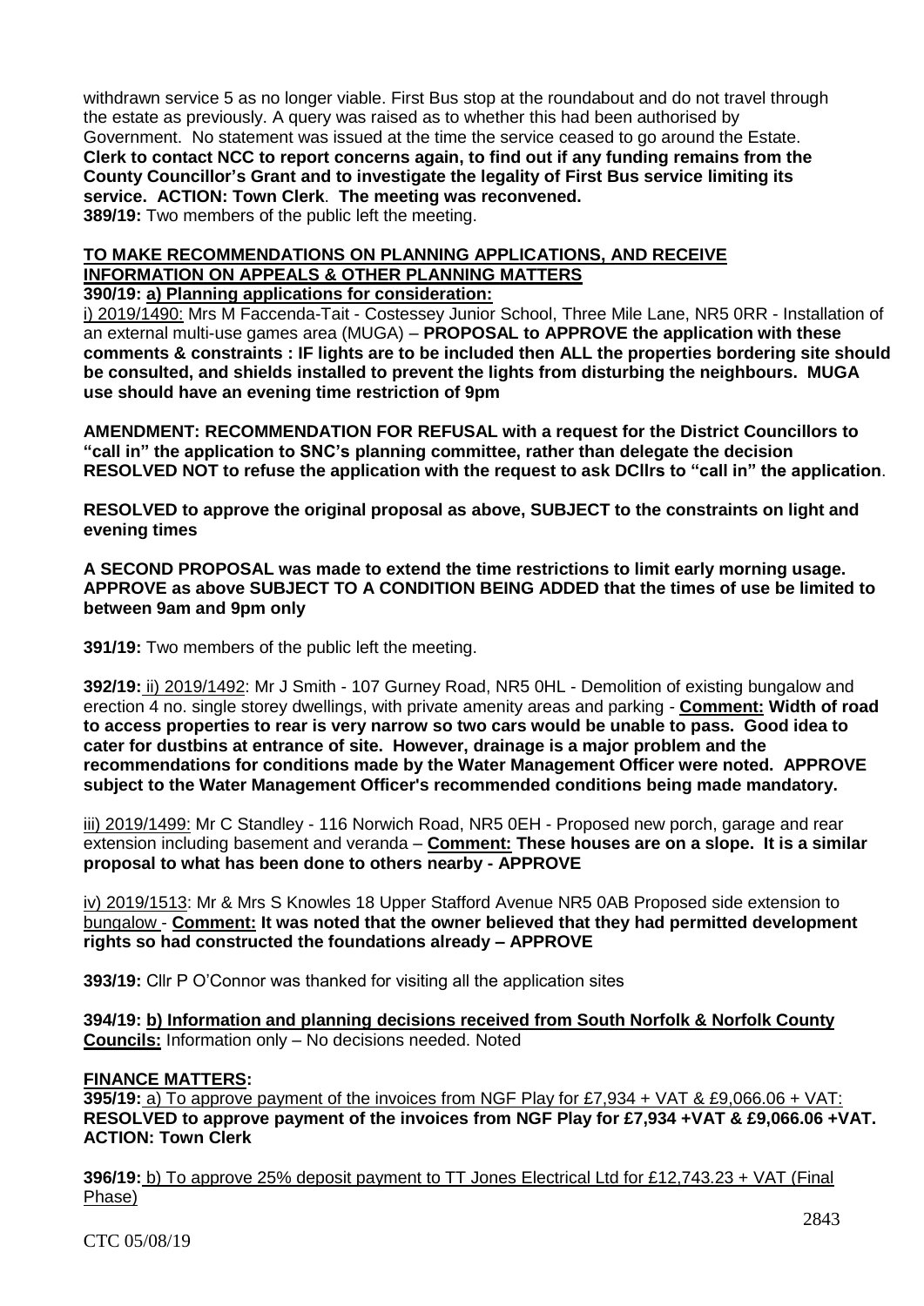withdrawn service 5 as no longer viable. First Bus stop at the roundabout and do not travel through the estate as previously. A query was raised as to whether this had been authorised by Government. No statement was issued at the time the service ceased to go around the Estate. **Clerk to contact NCC to report concerns again, to find out if any funding remains from the County Councillor's Grant and to investigate the legality of First Bus service limiting its service. ACTION: Town Clerk**. **The meeting was reconvened.**

**389/19:** Two members of the public left the meeting.

**TO MAKE RECOMMENDATIONS ON PLANNING APPLICATIONS, AND RECEIVE INFORMATION ON APPEALS & OTHER PLANNING MATTERS**

**390/19: a) Planning applications for consideration:**

i) 2019/1490: Mrs M Faccenda-Tait - Costessey Junior School, Three Mile Lane, NR5 0RR - Installation of an external multi-use games area (MUGA) – **PROPOSAL to APPROVE the application with these comments & constraints : IF lights are to be included then ALL the properties bordering site should be consulted, and shields installed to prevent the lights from disturbing the neighbours. MUGA use should have an evening time restriction of 9pm**

**AMENDMENT: RECOMMENDATION FOR REFUSAL with a request for the District Councillors to "call in" the application to SNC's planning committee, rather than delegate the decision RESOLVED NOT to refuse the application with the request to ask DCllrs to "call in" the application**.

**RESOLVED to approve the original proposal as above, SUBJECT to the constraints on light and evening times**

**A SECOND PROPOSAL was made to extend the time restrictions to limit early morning usage. APPROVE as above SUBJECT TO A CONDITION BEING ADDED that the times of use be limited to between 9am and 9pm only**

**391/19:** Two members of the public left the meeting.

**392/19:** ii) 2019/1492: Mr J Smith - 107 Gurney Road, NR5 0HL - Demolition of existing bungalow and erection 4 no. single storey dwellings, with private amenity areas and parking - **Comment: Width of road to access properties to rear is very narrow so two cars would be unable to pass. Good idea to cater for dustbins at entrance of site. However, drainage is a major problem and the recommendations for conditions made by the Water Management Officer were noted. APPROVE subject to the Water Management Officer's recommended conditions being made mandatory.**

iii) 2019/1499: Mr C Standley - 116 Norwich Road, NR5 0EH - Proposed new porch, garage and rear extension including basement and veranda – **Comment: These houses are on a slope. It is a similar proposal to what has been done to others nearby - APPROVE**

iv) 2019/1513: Mr & Mrs S Knowles 18 Upper Stafford Avenue NR5 0AB Proposed side extension to bungalow - **Comment: It was noted that the owner believed that they had permitted development rights so had constructed the foundations already – APPROVE**

**393/19:** Cllr P O'Connor was thanked for visiting all the application sites

**394/19: b) Information and planning decisions received from South Norfolk & Norfolk County Councils:** Information only – No decisions needed. Noted

**FINANCE MATTERS:**

**395/19:** a) To approve payment of the invoices from NGF Play for £7,934 + VAT & £9,066.06 + VAT: **RESOLVED to approve payment of the invoices from NGF Play for £7,934 +VAT & £9,066.06 +VAT. ACTION: Town Clerk**

**396/19:** b) To approve 25% deposit payment to TT Jones Electrical Ltd for £12,743.23 + VAT (Final Phase)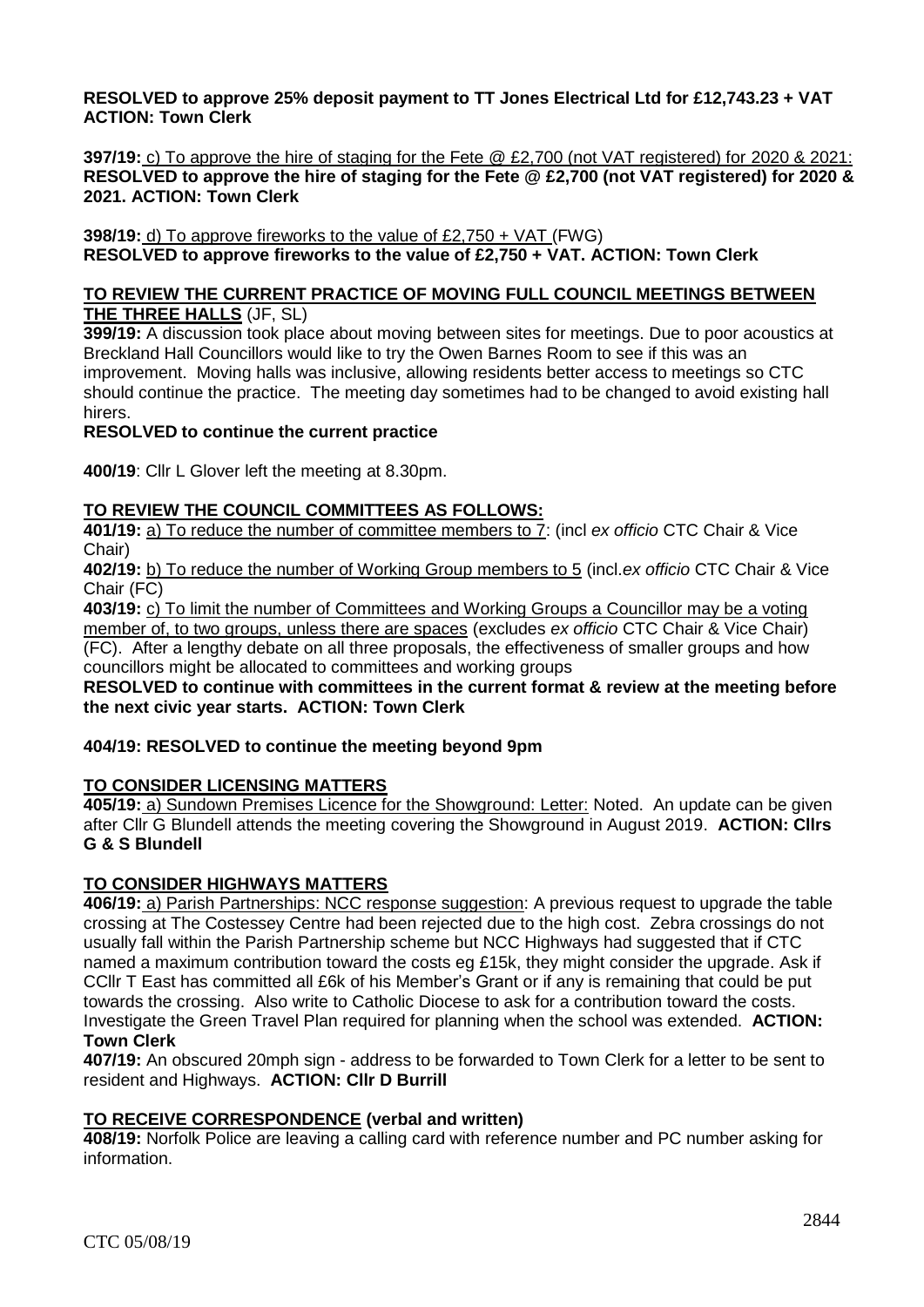**RESOLVED to approve 25% deposit payment to TT Jones Electrical Ltd for £12,743.23 + VAT ACTION: Town Clerk**

**397/19:** c) To approve the hire of staging for the Fete @ £2,700 (not VAT registered) for 2020 & 2021: **RESOLVED to approve the hire of staging for the Fete @ £2,700 (not VAT registered) for 2020 & 2021. ACTION: Town Clerk**

**398/19:** d) To approve fireworks to the value of £2,750 + VAT (FWG)
**RESOLVED to approve fireworks to the value of £2,750 + VAT. ACTION: Town Clerk**

**TO REVIEW THE CURRENT PRACTICE OF MOVING FULL COUNCIL MEETINGS BETWEEN THE THREE HALLS** (JF, SL)

**399/19:** A discussion took place about moving between sites for meetings. Due to poor acoustics at Breckland Hall Councillors would like to try the Owen Barnes Room to see if this was an improvement. Moving halls was inclusive, allowing residents better access to meetings so CTC should continue the practice. The meeting day sometimes had to be changed to avoid existing hall hirers.

**RESOLVED to continue the current practice**

**400/19**: Cllr L Glover left the meeting at 8.30pm.

**TO REVIEW THE COUNCIL COMMITTEES AS FOLLOWS:**

**401/19:** a) To reduce the number of committee members to 7: (incl *ex officio* CTC Chair & Vice Chair)

**402/19:** b) To reduce the number of Working Group members to 5 (incl.*ex officio* CTC Chair & Vice Chair (FC)

**403/19:** c) To limit the number of Committees and Working Groups a Councillor may be a voting member of, to two groups, unless there are spaces (excludes *ex officio* CTC Chair & Vice Chair) (FC). After a lengthy debate on all three proposals, the effectiveness of smaller groups and how councillors might be allocated to committees and working groups

**RESOLVED to continue with committees in the current format & review at the meeting before the next civic year starts. ACTION: Town Clerk**

**404/19: RESOLVED to continue the meeting beyond 9pm**

**TO CONSIDER LICENSING MATTERS**

**405/19:** a) Sundown Premises Licence for the Showground: Letter: Noted. An update can be given after Cllr G Blundell attends the meeting covering the Showground in August 2019. **ACTION: Cllrs G & S Blundell**

**TO CONSIDER HIGHWAYS MATTERS**

**406/19:** a) Parish Partnerships: NCC response suggestion: A previous request to upgrade the table crossing at The Costessey Centre had been rejected due to the high cost. Zebra crossings do not usually fall within the Parish Partnership scheme but NCC Highways had suggested that if CTC named a maximum contribution toward the costs eg £15k, they might consider the upgrade. Ask if CCllr T East has committed all £6k of his Member's Grant or if any is remaining that could be put towards the crossing. Also write to Catholic Diocese to ask for a contribution toward the costs. Investigate the Green Travel Plan required for planning when the school was extended. **ACTION: Town Clerk**

**407/19:** An obscured 20mph sign - address to be forwarded to Town Clerk for a letter to be sent to resident and Highways. **ACTION: Cllr D Burrill**

**TO RECEIVE CORRESPONDENCE (verbal and written)**

**408/19:** Norfolk Police are leaving a calling card with reference number and PC number asking for information.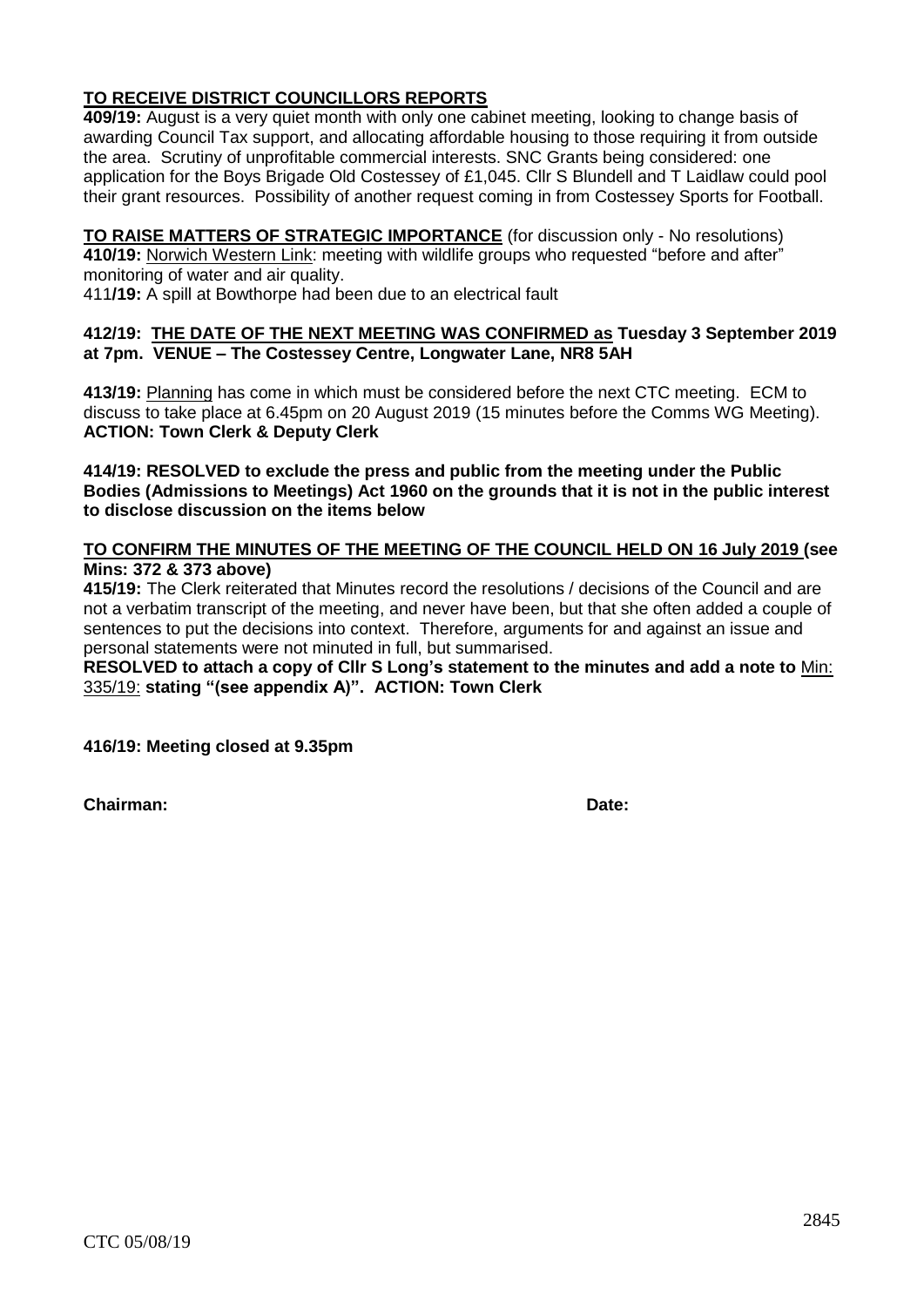**TO RECEIVE DISTRICT COUNCILLORS REPORTS**

**409/19:** August is a very quiet month with only one cabinet meeting, looking to change basis of awarding Council Tax support, and allocating affordable housing to those requiring it from outside the area. Scrutiny of unprofitable commercial interests. SNC Grants being considered: one application for the Boys Brigade Old Costessey of £1,045. Cllr S Blundell and T Laidlaw could pool their grant resources. Possibility of another request coming in from Costessey Sports for Football.

**TO RAISE MATTERS OF STRATEGIC IMPORTANCE** (for discussion only - No resolutions)

**410/19:** Norwich Western Link: meeting with wildlife groups who requested "before and after" monitoring of water and air quality.

411**/19:** A spill at Bowthorpe had been due to an electrical fault

**412/19: THE DATE OF THE NEXT MEETING WAS CONFIRMED as Tuesday 3 September 2019 at 7pm. VENUE – The Costessey Centre, Longwater Lane, NR8 5AH**

**413/19:** Planning has come in which must be considered before the next CTC meeting. ECM to discuss to take place at 6.45pm on 20 August 2019 (15 minutes before the Comms WG Meeting). **ACTION: Town Clerk & Deputy Clerk**

**414/19: RESOLVED to exclude the press and public from the meeting under the Public Bodies (Admissions to Meetings) Act 1960 on the grounds that it is not in the public interest to disclose discussion on the items below**

**TO CONFIRM THE MINUTES OF THE MEETING OF THE COUNCIL HELD ON 16 July 2019 (see Mins: 372 & 373 above)**

**415/19:** The Clerk reiterated that Minutes record the resolutions / decisions of the Council and are not a verbatim transcript of the meeting, and never have been, but that she often added a couple of sentences to put the decisions into context. Therefore, arguments for and against an issue and personal statements were not minuted in full, but summarised.

**RESOLVED to attach a copy of Cllr S Long's statement to the minutes and add a note to** Min: 335/19: **stating "(see appendix A)". ACTION: Town Clerk**

**416/19: Meeting closed at 9.35pm**

**Chairman:** **Date:**